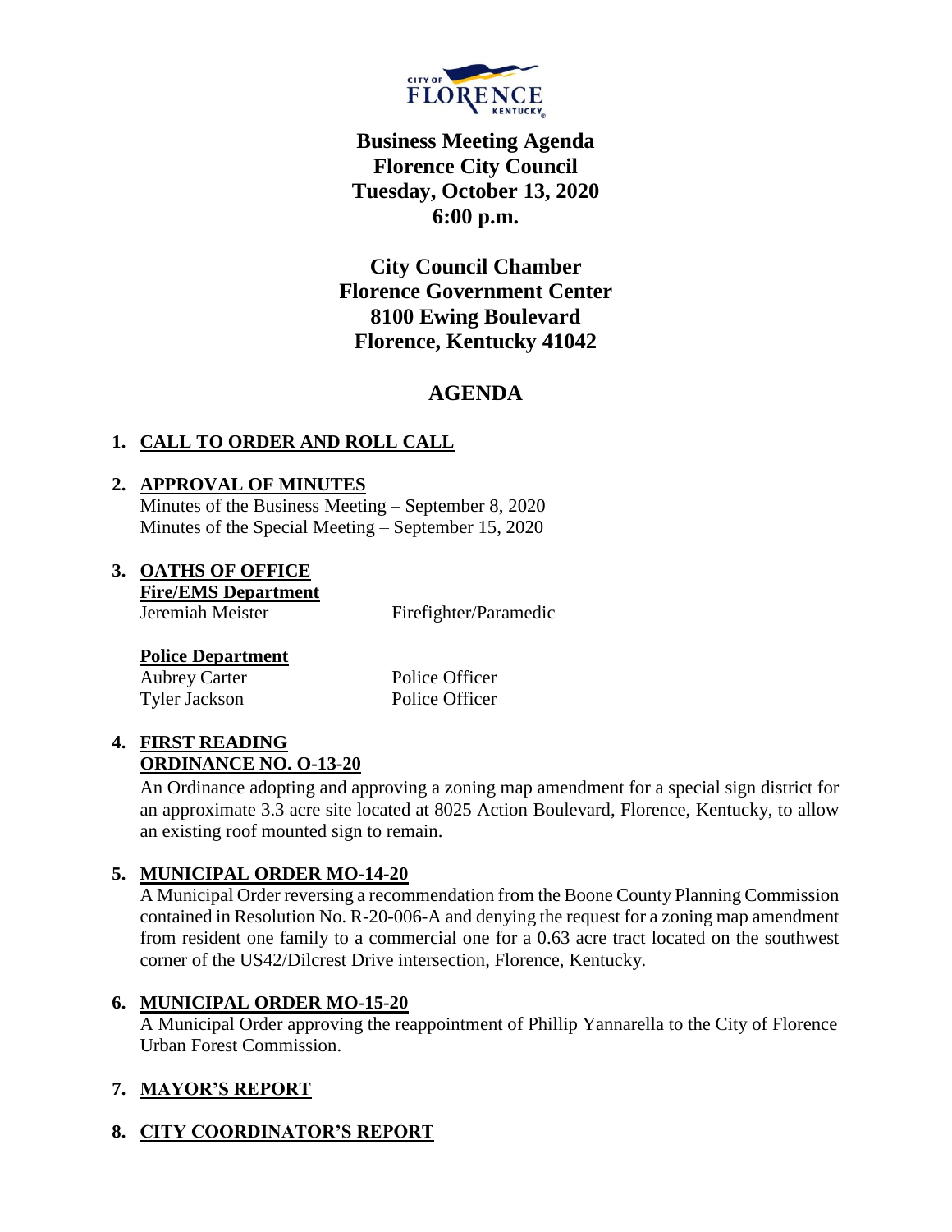# Business Meeting Agenda
# Florence City Council
# Tuesday, October 13, 2020
# 6:00 p.m.

**City Council Chamber**
**Florence Government Center**
**8100 Ewing Boulevard**
**Florence, Kentucky 41042**

## AGENDA

1. **CALL TO ORDER AND ROLL CALL**

2. **APPROVAL OF MINUTES**
   Minutes of the Business Meeting – September 8, 2020
   Minutes of the Special Meeting – September 15, 2020

3. **OATHS OF OFFICE**
   **Fire/EMS Department**
   Jeremiah Meister — Firefighter/Paramedic

   **Police Department**
   Aubrey Carter — Police Officer
   Tyler Jackson — Police Officer

4. **FIRST READING**
   **ORDINANCE NO. O-13-20**
   An Ordinance adopting and approving a zoning map amendment for a special sign district for an approximate 3.3 acre site located at 8025 Action Boulevard, Florence, Kentucky, to allow an existing roof mounted sign to remain.

5. **MUNICIPAL ORDER MO-14-20**
   A Municipal Order reversing a recommendation from the Boone County Planning Commission contained in Resolution No. R-20-006-A and denying the request for a zoning map amendment from resident one family to a commercial one for a 0.63 acre tract located on the southwest corner of the US42/Dilcrest Drive intersection, Florence, Kentucky.

6. **MUNICIPAL ORDER MO-15-20**
   A Municipal Order approving the reappointment of Phillip Yannarella to the City of Florence Urban Forest Commission.

7. **MAYOR'S REPORT**

8. **CITY COORDINATOR'S REPORT**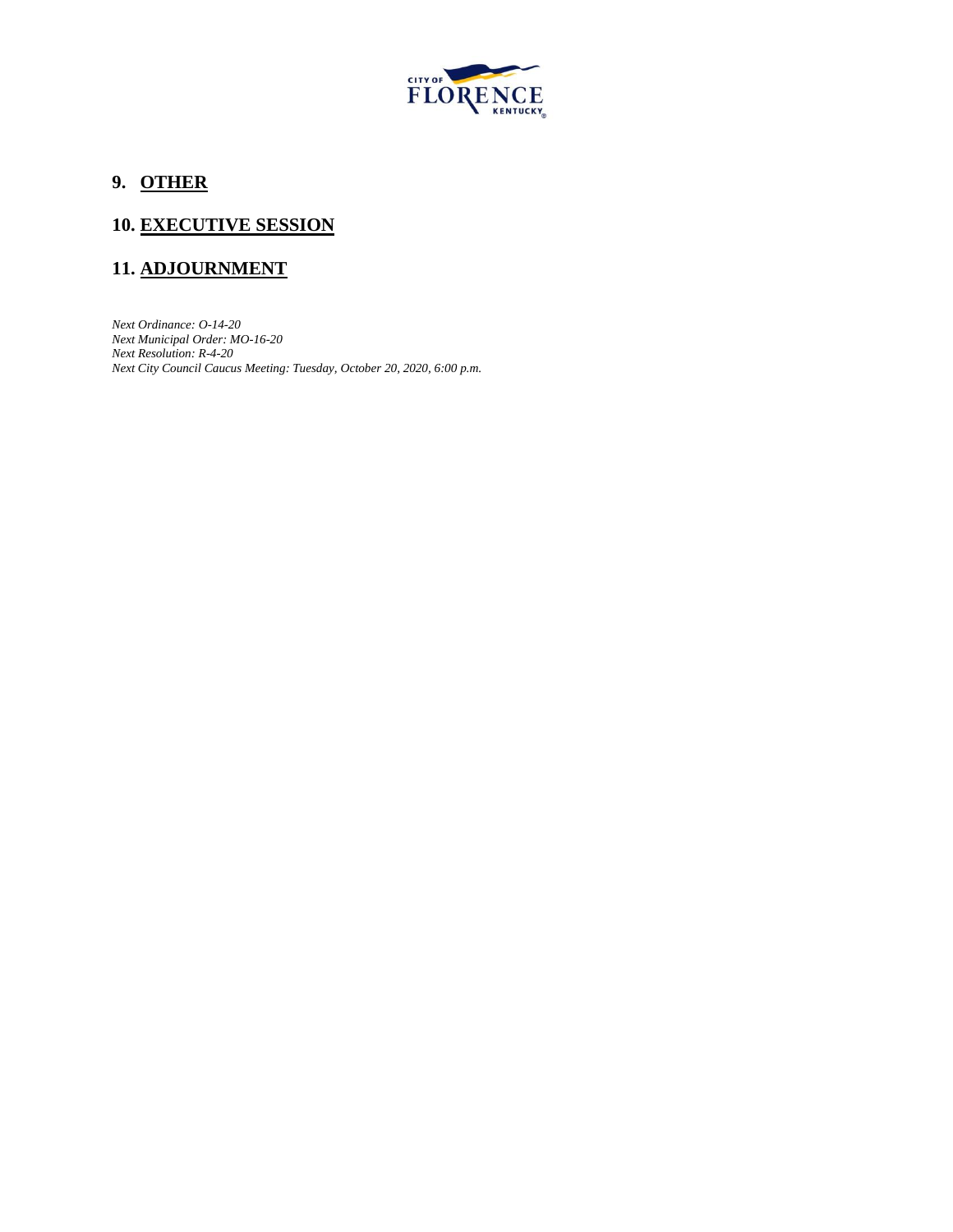## 9. OTHER

## 10. EXECUTIVE SESSION

## 11. ADJOURNMENT

*Next Ordinance: O-14-20*
*Next Municipal Order: MO-16-20*
*Next Resolution: R-4-20*
*Next City Council Caucus Meeting: Tuesday, October 20, 2020, 6:00 p.m.*